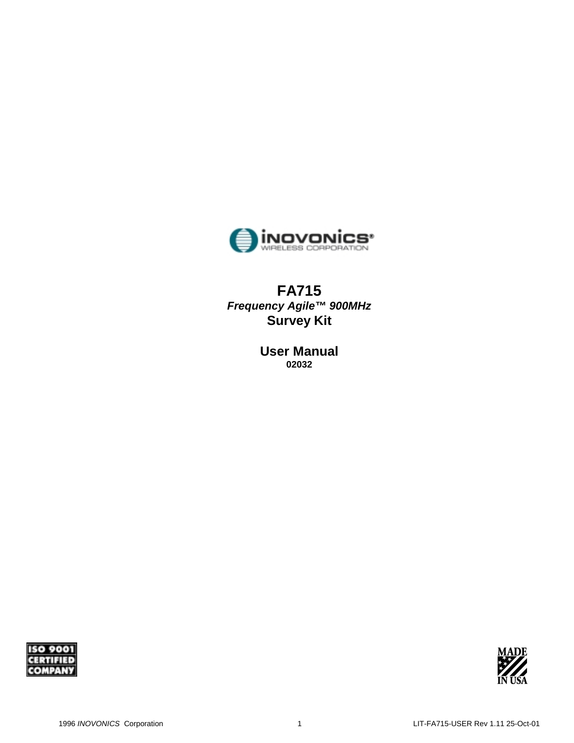# FA715

***Frequency Agile™ 900MHz***

## Survey Kit

## User Manual

**02032**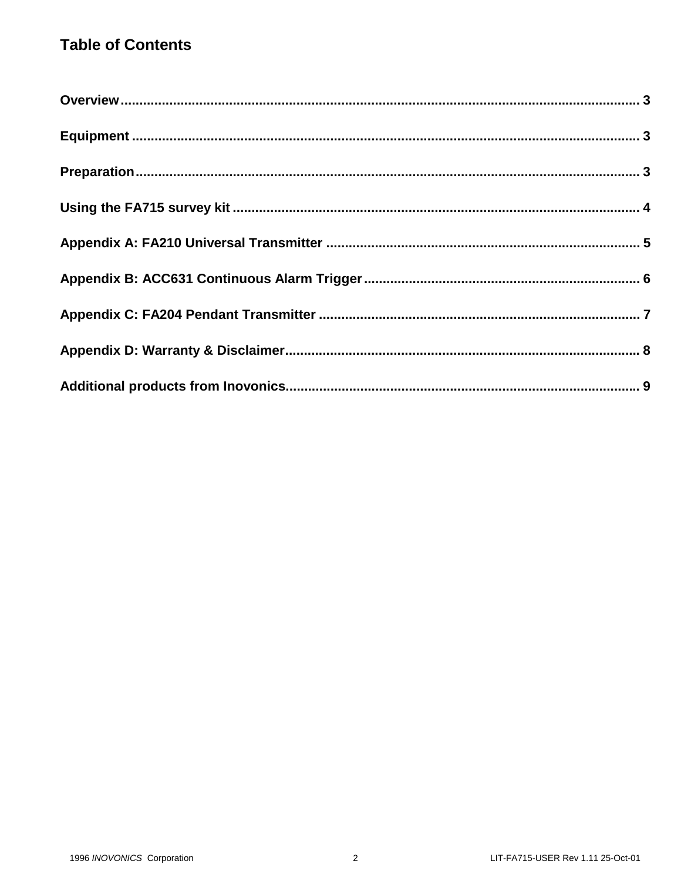# Table of Contents

**Overview** ........................................................................................................................ 3

**Equipment** ...................................................................................................................... 3

**Preparation** .................................................................................................................... 3

**Using the FA715 survey kit** ........................................................................................... 4

**Appendix A: FA210 Universal Transmitter** ................................................................... 5

**Appendix B: ACC631 Continuous Alarm Trigger** ......................................................... 6

**Appendix C: FA204 Pendant Transmitter** ..................................................................... 7

**Appendix D: Warranty & Disclaimer** ............................................................................. 8

**Additional products from Inovonics** ............................................................................. 9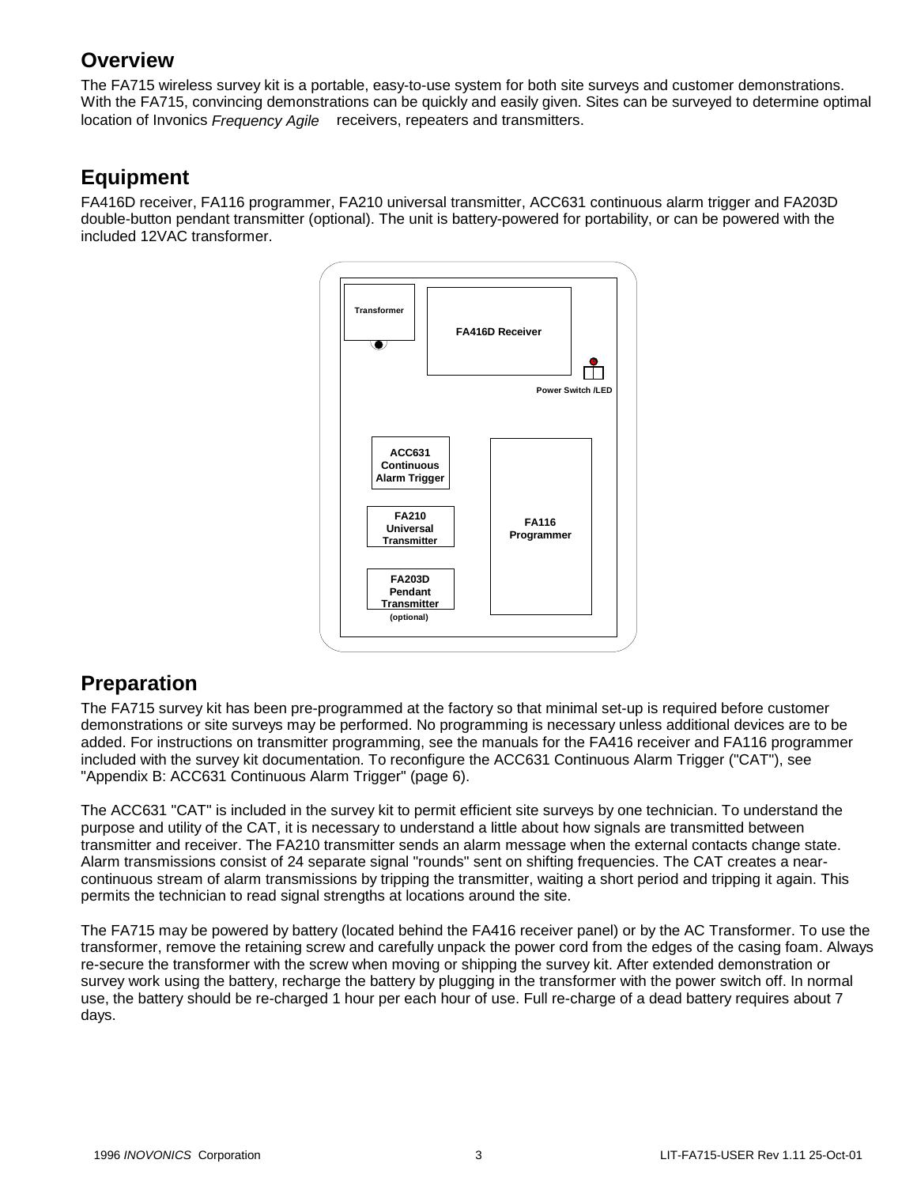## Overview

The FA715 wireless survey kit is a portable, easy-to-use system for both site surveys and customer demonstrations. With the FA715, convincing demonstrations can be quickly and easily given. Sites can be surveyed to determine optimal location of Invonics *Frequency Agile* receivers, repeaters and transmitters.

## Equipment

FA416D receiver, FA116 programmer, FA210 universal transmitter, ACC631 continuous alarm trigger and FA203D double-button pendant transmitter (optional). The unit is battery-powered for portability, or can be powered with the included 12VAC transformer.

Transformer

FA416D Receiver

Power Switch /LED

ACC631 Continuous Alarm Trigger

FA210 Universal Transmitter

FA203D Pendant Transmitter (optional)

FA116 Programmer

## Preparation

The FA715 survey kit has been pre-programmed at the factory so that minimal set-up is required before customer demonstrations or site surveys may be performed. No programming is necessary unless additional devices are to be added. For instructions on transmitter programming, see the manuals for the FA416 receiver and FA116 programmer included with the survey kit documentation. To reconfigure the ACC631 Continuous Alarm Trigger ("CAT"), see "Appendix B: ACC631 Continuous Alarm Trigger" (page 6).

The ACC631 "CAT" is included in the survey kit to permit efficient site surveys by one technician. To understand the purpose and utility of the CAT, it is necessary to understand a little about how signals are transmitted between transmitter and receiver. The FA210 transmitter sends an alarm message when the external contacts change state. Alarm transmissions consist of 24 separate signal "rounds" sent on shifting frequencies. The CAT creates a near-continuous stream of alarm transmissions by tripping the transmitter, waiting a short period and tripping it again. This permits the technician to read signal strengths at locations around the site.

The FA715 may be powered by battery (located behind the FA416 receiver panel) or by the AC Transformer. To use the transformer, remove the retaining screw and carefully unpack the power cord from the edges of the casing foam. Always re-secure the transformer with the screw when moving or shipping the survey kit. After extended demonstration or survey work using the battery, recharge the battery by plugging in the transformer with the power switch off. In normal use, the battery should be re-charged 1 hour per each hour of use. Full re-charge of a dead battery requires about 7 days.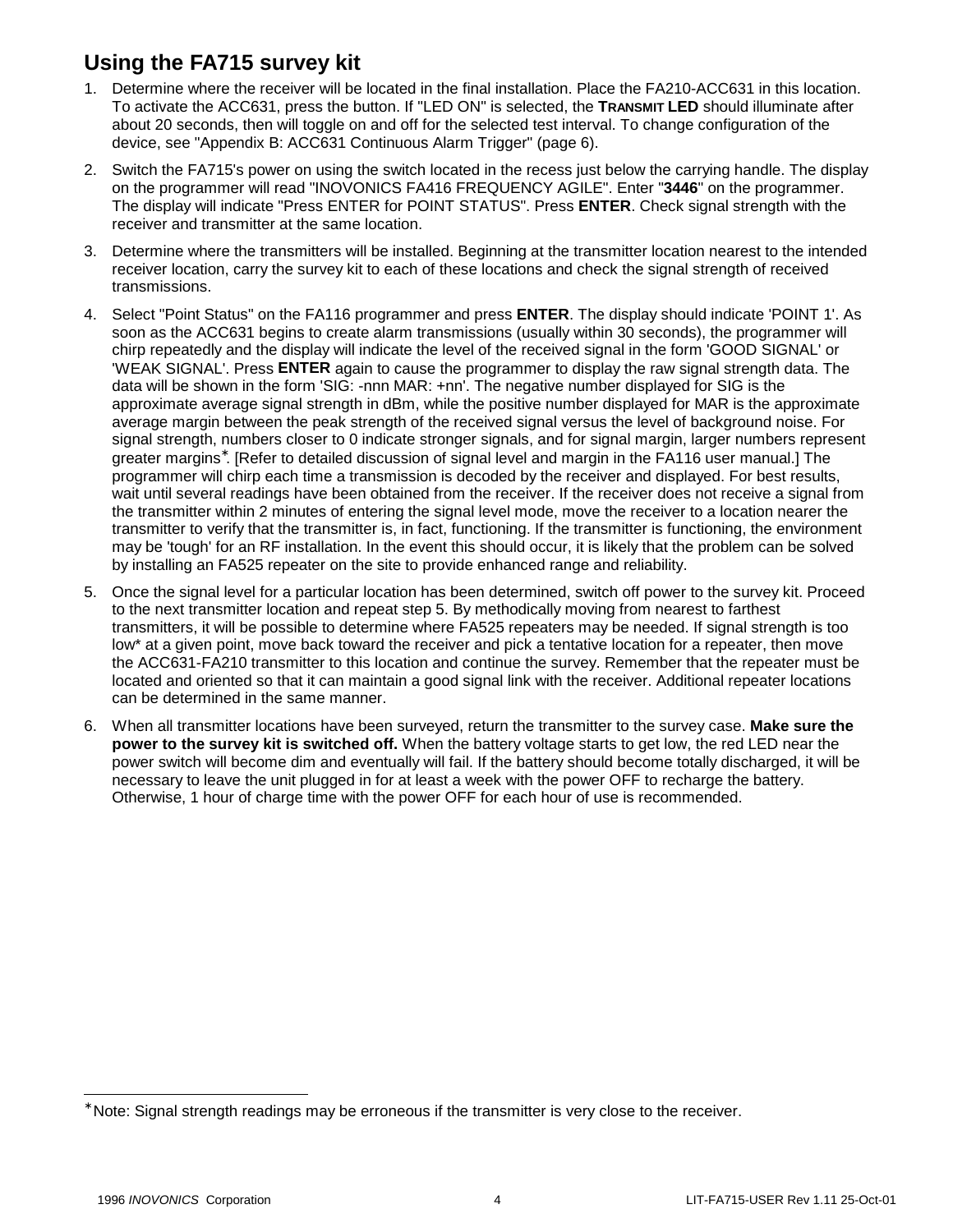## Using the FA715 survey kit

1. Determine where the receiver will be located in the final installation. Place the FA210-ACC631 in this location. To activate the ACC631, press the button. If "LED ON" is selected, the **TRANSMIT LED** should illuminate after about 20 seconds, then will toggle on and off for the selected test interval. To change configuration of the device, see "Appendix B: ACC631 Continuous Alarm Trigger" (page 6).
2. Switch the FA715's power on using the switch located in the recess just below the carrying handle. The display on the programmer will read "INOVONICS FA416 FREQUENCY AGILE". Enter "**3446**" on the programmer. The display will indicate "Press ENTER for POINT STATUS". Press **ENTER**. Check signal strength with the receiver and transmitter at the same location.
3. Determine where the transmitters will be installed. Beginning at the transmitter location nearest to the intended receiver location, carry the survey kit to each of these locations and check the signal strength of received transmissions.
4. Select "Point Status" on the FA116 programmer and press **ENTER**. The display should indicate 'POINT 1'. As soon as the ACC631 begins to create alarm transmissions (usually within 30 seconds), the programmer will chirp repeatedly and the display will indicate the level of the received signal in the form 'GOOD SIGNAL' or 'WEAK SIGNAL'. Press **ENTER** again to cause the programmer to display the raw signal strength data. The data will be shown in the form 'SIG: -nnn MAR: +nn'. The negative number displayed for SIG is the approximate average signal strength in dBm, while the positive number displayed for MAR is the approximate average margin between the peak strength of the received signal versus the level of background noise. For signal strength, numbers closer to 0 indicate stronger signals, and for signal margin, larger numbers represent greater margins*. [Refer to detailed discussion of signal level and margin in the FA116 user manual.] The programmer will chirp each time a transmission is decoded by the receiver and displayed. For best results, wait until several readings have been obtained from the receiver. If the receiver does not receive a signal from the transmitter within 2 minutes of entering the signal level mode, move the receiver to a location nearer the transmitter to verify that the transmitter is, in fact, functioning. If the transmitter is functioning, the environment may be 'tough' for an RF installation. In the event this should occur, it is likely that the problem can be solved by installing an FA525 repeater on the site to provide enhanced range and reliability.
5. Once the signal level for a particular location has been determined, switch off power to the survey kit. Proceed to the next transmitter location and repeat step 5. By methodically moving from nearest to farthest transmitters, it will be possible to determine where FA525 repeaters may be needed. If signal strength is too low* at a given point, move back toward the receiver and pick a tentative location for a repeater, then move the ACC631-FA210 transmitter to this location and continue the survey. Remember that the repeater must be located and oriented so that it can maintain a good signal link with the receiver. Additional repeater locations can be determined in the same manner.
6. When all transmitter locations have been surveyed, return the transmitter to the survey case. **Make sure the power to the survey kit is switched off.** When the battery voltage starts to get low, the red LED near the power switch will become dim and eventually will fail. If the battery should become totally discharged, it will be necessary to leave the unit plugged in for at least a week with the power OFF to recharge the battery. Otherwise, 1 hour of charge time with the power OFF for each hour of use is recommended.

---

*Note: Signal strength readings may be erroneous if the transmitter is very close to the receiver.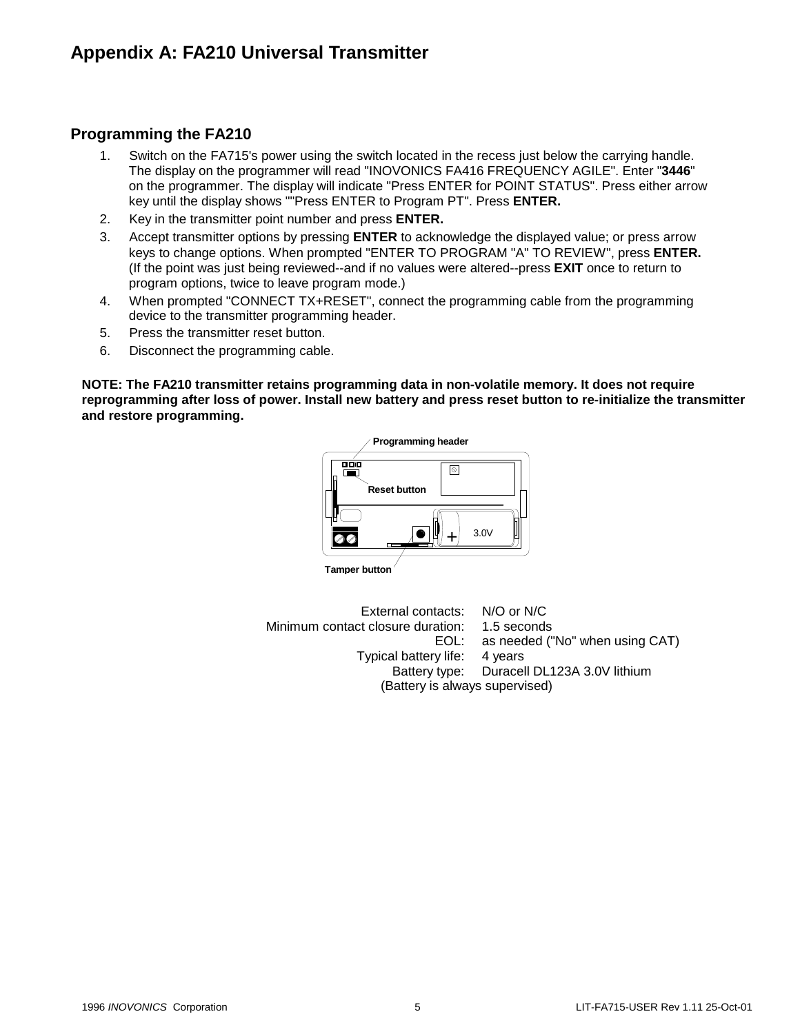# Appendix A: FA210 Universal Transmitter

## Programming the FA210

1. Switch on the FA715's power using the switch located in the recess just below the carrying handle. The display on the programmer will read "INOVONICS FA416 FREQUENCY AGILE". Enter "**3446**" on the programmer. The display will indicate "Press ENTER for POINT STATUS". Press either arrow key until the display shows ""Press ENTER to Program PT". Press **ENTER.**
2. Key in the transmitter point number and press **ENTER.**
3. Accept transmitter options by pressing **ENTER** to acknowledge the displayed value; or press arrow keys to change options. When prompted "ENTER TO PROGRAM "A" TO REVIEW", press **ENTER.** (If the point was just being reviewed--and if no values were altered--press **EXIT** once to return to program options, twice to leave program mode.)
4. When prompted "CONNECT TX+RESET", connect the programming cable from the programming device to the transmitter programming header.
5. Press the transmitter reset button.
6. Disconnect the programming cable.

**NOTE: The FA210 transmitter retains programming data in non-volatile memory. It does not require reprogramming after loss of power. Install new battery and press reset button to re-initialize the transmitter and restore programming.**

Programming header

Reset button

3.0V

Tamper button

| | |
|---|---|
| External contacts: | N/O or N/C |
| Minimum contact closure duration: | 1.5 seconds |
| EOL: | as needed ("No" when using CAT) |
| Typical battery life: | 4 years |
| Battery type: | Duracell DL123A 3.0V lithium |

(Battery is always supervised)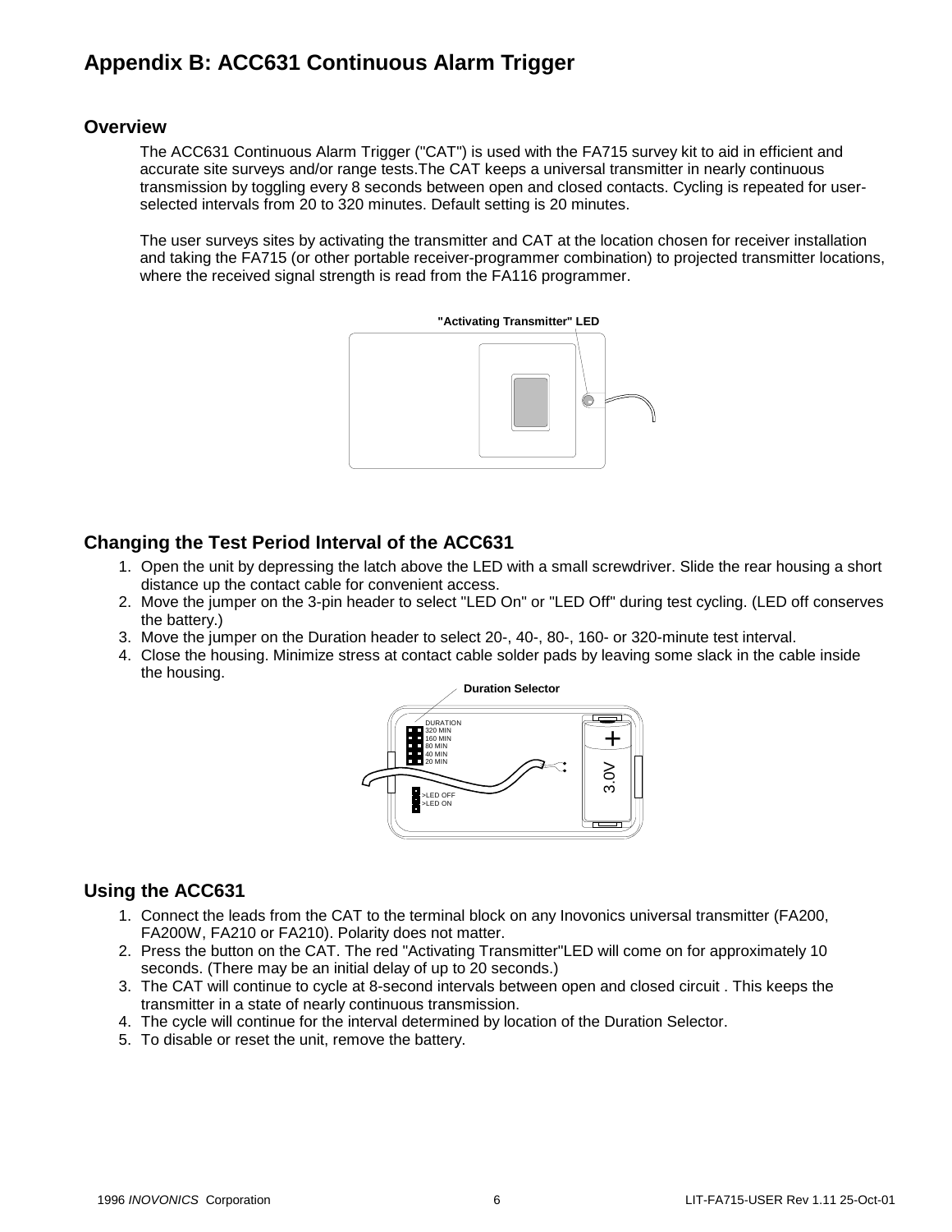# Appendix B: ACC631 Continuous Alarm Trigger

## Overview

The ACC631 Continuous Alarm Trigger ("CAT") is used with the FA715 survey kit to aid in efficient and accurate site surveys and/or range tests.The CAT keeps a universal transmitter in nearly continuous transmission by toggling every 8 seconds between open and closed contacts. Cycling is repeated for user-selected intervals from 20 to 320 minutes. Default setting is 20 minutes.

The user surveys sites by activating the transmitter and CAT at the location chosen for receiver installation and taking the FA715 (or other portable receiver-programmer combination) to projected transmitter locations, where the received signal strength is read from the FA116 programmer.

"Activating Transmitter" LED

## Changing the Test Period Interval of the ACC631

1. Open the unit by depressing the latch above the LED with a small screwdriver. Slide the rear housing a short distance up the contact cable for convenient access.
2. Move the jumper on the 3-pin header to select "LED On" or "LED Off" during test cycling. (LED off conserves the battery.)
3. Move the jumper on the Duration header to select 20-, 40-, 80-, 160- or 320-minute test interval.
4. Close the housing. Minimize stress at contact cable solder pads by leaving some slack in the cable inside the housing.

Duration Selector

DURATION
320 MIN
160 MIN
80 MIN
40 MIN
20 MIN

>LED OFF
>LED ON

3.0V

## Using the ACC631

1. Connect the leads from the CAT to the terminal block on any Inovonics universal transmitter (FA200, FA200W, FA210 or FA210). Polarity does not matter.
2. Press the button on the CAT. The red "Activating Transmitter"LED will come on for approximately 10 seconds. (There may be an initial delay of up to 20 seconds.)
3. The CAT will continue to cycle at 8-second intervals between open and closed circuit . This keeps the transmitter in a state of nearly continuous transmission.
4. The cycle will continue for the interval determined by location of the Duration Selector.
5. To disable or reset the unit, remove the battery.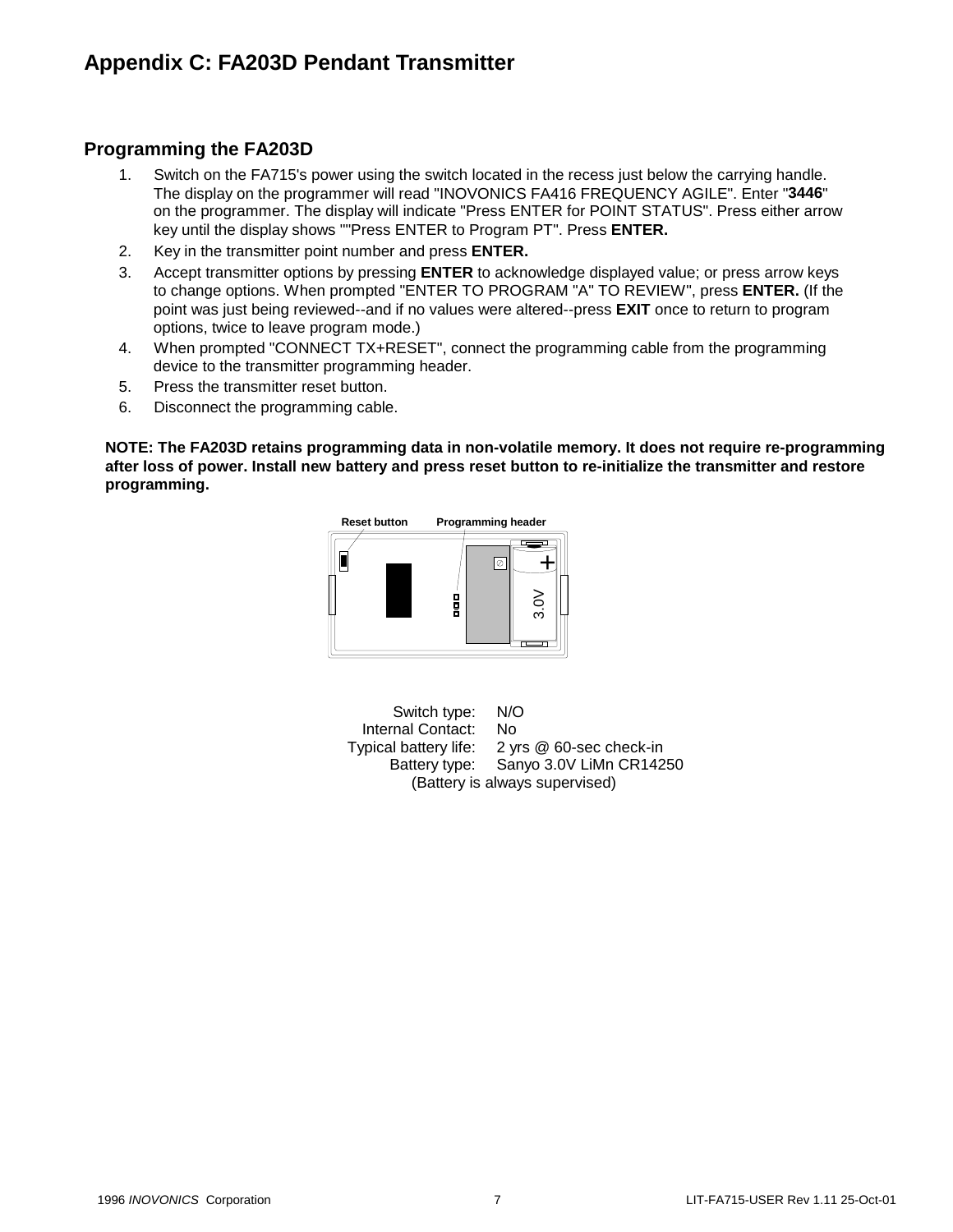# Appendix C: FA203D Pendant Transmitter

## Programming the FA203D

1. Switch on the FA715's power using the switch located in the recess just below the carrying handle. The display on the programmer will read "INOVONICS FA416 FREQUENCY AGILE". Enter "**3446**" on the programmer. The display will indicate "Press ENTER for POINT STATUS". Press either arrow key until the display shows ""Press ENTER to Program PT". Press **ENTER.**
2. Key in the transmitter point number and press **ENTER.**
3. Accept transmitter options by pressing **ENTER** to acknowledge displayed value; or press arrow keys to change options. When prompted "ENTER TO PROGRAM "A" TO REVIEW", press **ENTER.** (If the point was just being reviewed--and if no values were altered--press **EXIT** once to return to program options, twice to leave program mode.)
4. When prompted "CONNECT TX+RESET", connect the programming cable from the programming device to the transmitter programming header.
5. Press the transmitter reset button.
6. Disconnect the programming cable.

**NOTE: The FA203D retains programming data in non-volatile memory. It does not require re-programming after loss of power. Install new battery and press reset button to re-initialize the transmitter and restore programming.**

Reset button    Programming header

3.0V

| | |
|---|---|
| Switch type: | N/O |
| Internal Contact: | No |
| Typical battery life: | 2 yrs @ 60-sec check-in |
| Battery type: | Sanyo 3.0V LiMn CR14250 |

(Battery is always supervised)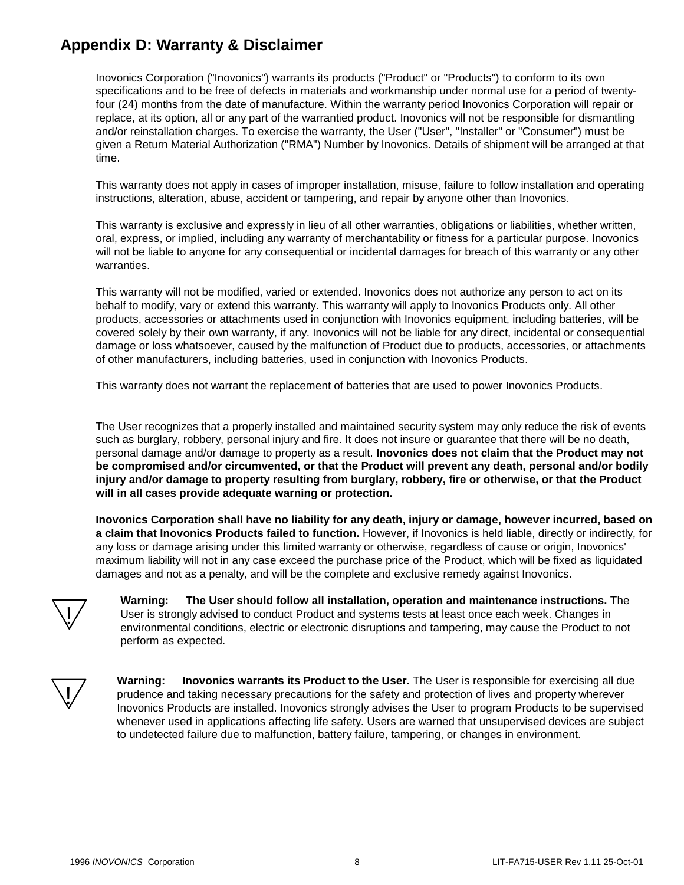## Appendix D: Warranty & Disclaimer

Inovonics Corporation ("Inovonics") warrants its products ("Product" or "Products") to conform to its own specifications and to be free of defects in materials and workmanship under normal use for a period of twenty-four (24) months from the date of manufacture. Within the warranty period Inovonics Corporation will repair or replace, at its option, all or any part of the warrantied product. Inovonics will not be responsible for dismantling and/or reinstallation charges. To exercise the warranty, the User ("User", "Installer" or "Consumer") must be given a Return Material Authorization ("RMA") Number by Inovonics. Details of shipment will be arranged at that time.

This warranty does not apply in cases of improper installation, misuse, failure to follow installation and operating instructions, alteration, abuse, accident or tampering, and repair by anyone other than Inovonics.

This warranty is exclusive and expressly in lieu of all other warranties, obligations or liabilities, whether written, oral, express, or implied, including any warranty of merchantability or fitness for a particular purpose. Inovonics will not be liable to anyone for any consequential or incidental damages for breach of this warranty or any other warranties.

This warranty will not be modified, varied or extended. Inovonics does not authorize any person to act on its behalf to modify, vary or extend this warranty. This warranty will apply to Inovonics Products only. All other products, accessories or attachments used in conjunction with Inovonics equipment, including batteries, will be covered solely by their own warranty, if any. Inovonics will not be liable for any direct, incidental or consequential damage or loss whatsoever, caused by the malfunction of Product due to products, accessories, or attachments of other manufacturers, including batteries, used in conjunction with Inovonics Products.

This warranty does not warrant the replacement of batteries that are used to power Inovonics Products.

The User recognizes that a properly installed and maintained security system may only reduce the risk of events such as burglary, robbery, personal injury and fire. It does not insure or guarantee that there will be no death, personal damage and/or damage to property as a result. **Inovonics does not claim that the Product may not be compromised and/or circumvented, or that the Product will prevent any death, personal and/or bodily injury and/or damage to property resulting from burglary, robbery, fire or otherwise, or that the Product will in all cases provide adequate warning or protection.**

**Inovonics Corporation shall have no liability for any death, injury or damage, however incurred, based on a claim that Inovonics Products failed to function.** However, if Inovonics is held liable, directly or indirectly, for any loss or damage arising under this limited warranty or otherwise, regardless of cause or origin, Inovonics' maximum liability will not in any case exceed the purchase price of the Product, which will be fixed as liquidated damages and not as a penalty, and will be the complete and exclusive remedy against Inovonics.

**Warning: The User should follow all installation, operation and maintenance instructions.** The User is strongly advised to conduct Product and systems tests at least once each week. Changes in environmental conditions, electric or electronic disruptions and tampering, may cause the Product to not perform as expected.

**Warning: Inovonics warrants its Product to the User.** The User is responsible for exercising all due prudence and taking necessary precautions for the safety and protection of lives and property wherever Inovonics Products are installed. Inovonics strongly advises the User to program Products to be supervised whenever used in applications affecting life safety. Users are warned that unsupervised devices are subject to undetected failure due to malfunction, battery failure, tampering, or changes in environment.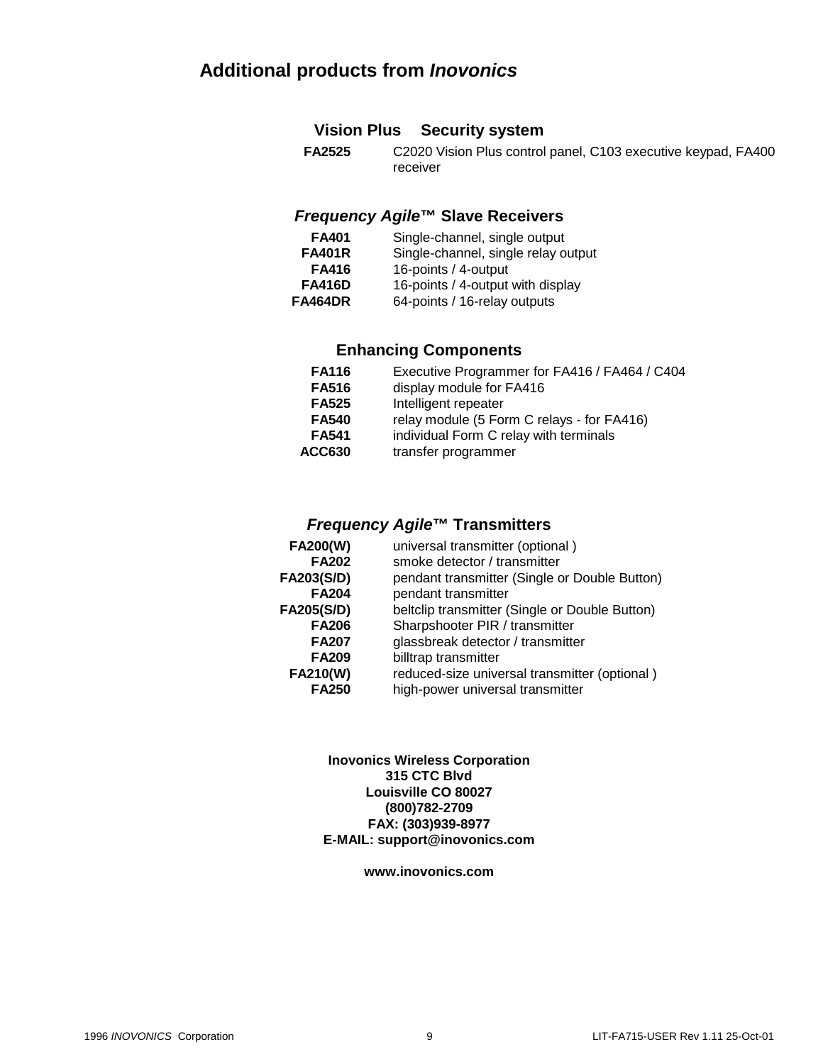## Additional products from *Inovonics*

### Vision Plus Security system

| | |
|---|---|
| **FA2525** | C2020 Vision Plus control panel, C103 executive keypad, FA400 receiver |

### *Frequency Agile*™ Slave Receivers

| | |
|---|---|
| **FA401** | Single-channel, single output |
| **FA401R** | Single-channel, single relay output |
| **FA416** | 16-points / 4-output |
| **FA416D** | 16-points / 4-output with display |
| **FA464DR** | 64-points / 16-relay outputs |

### Enhancing Components

| | |
|---|---|
| **FA116** | Executive Programmer for FA416 / FA464 / C404 |
| **FA516** | display module for FA416 |
| **FA525** | Intelligent repeater |
| **FA540** | relay module (5 Form C relays - for FA416) |
| **FA541** | individual Form C relay with terminals |
| **ACC630** | transfer programmer |

### *Frequency Agile*™ Transmitters

| | |
|---|---|
| **FA200(W)** | universal transmitter (optional ) |
| **FA202** | smoke detector / transmitter |
| **FA203(S/D)** | pendant transmitter (Single or Double Button) |
| **FA204** | pendant transmitter |
| **FA205(S/D)** | beltclip transmitter (Single or Double Button) |
| **FA206** | Sharpshooter PIR / transmitter |
| **FA207** | glassbreak detector / transmitter |
| **FA209** | billtrap transmitter |
| **FA210(W)** | reduced-size universal transmitter (optional ) |
| **FA250** | high-power universal transmitter |

**Inovonics Wireless Corporation**
**315 CTC Blvd**
**Louisville CO 80027**
**(800)782-2709**
**FAX: (303)939-8977**
**E-MAIL: support@inovonics.com**

**www.inovonics.com**